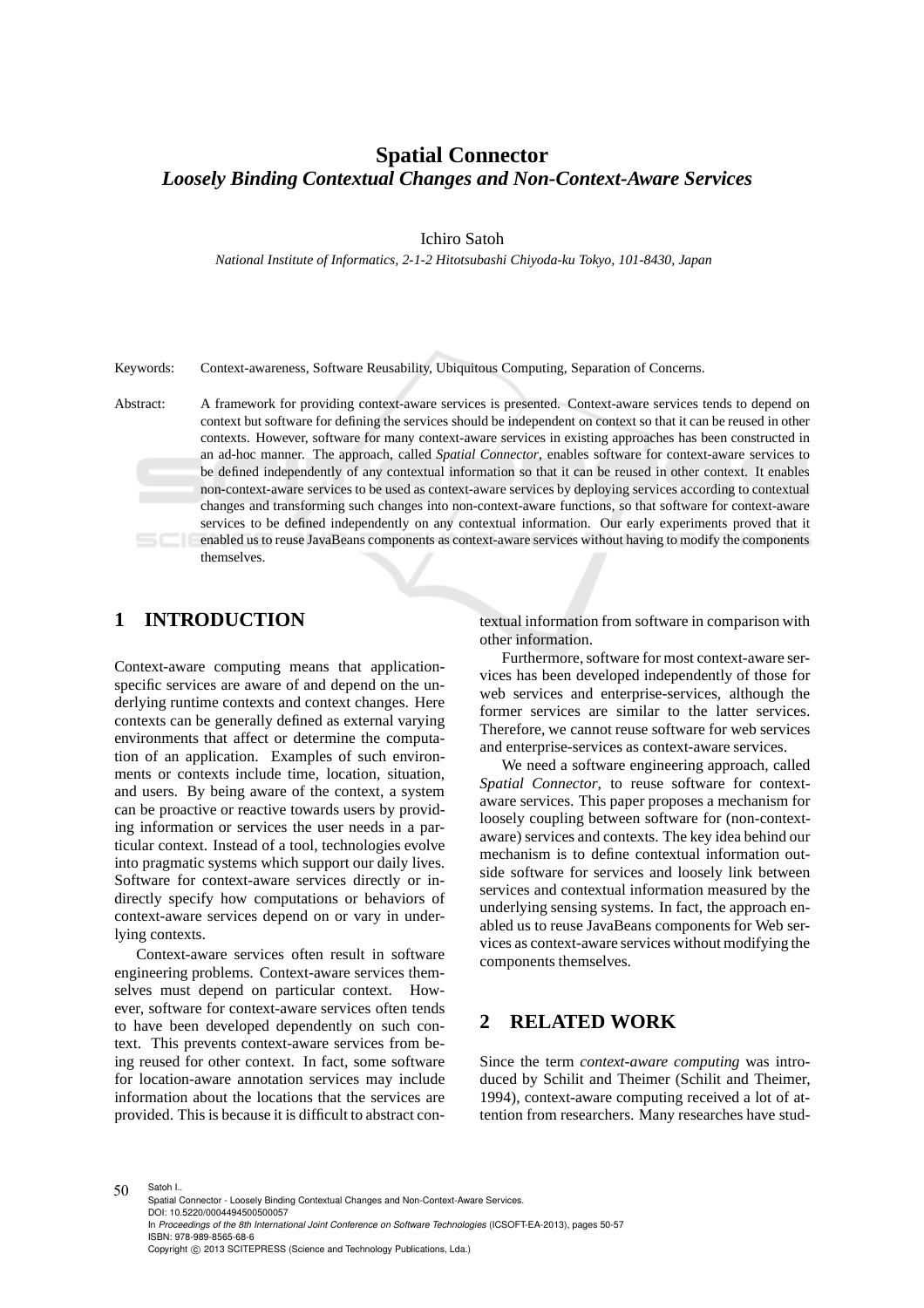# Spatial Connector
## *Loosely Binding Contextual Changes and Non-Context-Aware Services*

Ichiro Satoh

*National Institute of Informatics, 2-1-2 Hitotsubashi Chiyoda-ku Tokyo, 101-8430, Japan*

Keywords: Context-awareness, Software Reusability, Ubiquitous Computing, Separation of Concerns.

Abstract: A framework for providing context-aware services is presented. Context-aware services tends to depend on context but software for defining the services should be independent on context so that it can be reused in other contexts. However, software for many context-aware services in existing approaches has been constructed in an ad-hoc manner. The approach, called *Spatial Connector*, enables software for context-aware services to be defined independently of any contextual information so that it can be reused in other context. It enables non-context-aware services to be used as context-aware services by deploying services according to contextual changes and transforming such changes into non-context-aware functions, so that software for context-aware services to be defined independently on any contextual information. Our early experiments proved that it enabled us to reuse JavaBeans components as context-aware services without having to modify the components themselves.

## 1 INTRODUCTION

Context-aware computing means that application-specific services are aware of and depend on the underlying runtime contexts and context changes. Here contexts can be generally defined as external varying environments that affect or determine the computation of an application. Examples of such environments or contexts include time, location, situation, and users. By being aware of the context, a system can be proactive or reactive towards users by providing information or services the user needs in a particular context. Instead of a tool, technologies evolve into pragmatic systems which support our daily lives. Software for context-aware services directly or indirectly specify how computations or behaviors of context-aware services depend on or vary in underlying contexts.

Context-aware services often result in software engineering problems. Context-aware services themselves must depend on particular context. However, software for context-aware services often tends to have been developed dependently on such context. This prevents context-aware services from being reused for other context. In fact, some software for location-aware annotation services may include information about the locations that the services are provided. This is because it is difficult to abstract contextual information from software in comparison with other information.

Furthermore, software for most context-aware services has been developed independently of those for web services and enterprise-services, although the former services are similar to the latter services. Therefore, we cannot reuse software for web services and enterprise-services as context-aware services.

We need a software engineering approach, called *Spatial Connector*, to reuse software for context-aware services. This paper proposes a mechanism for loosely coupling between software for (non-context-aware) services and contexts. The key idea behind our mechanism is to define contextual information outside software for services and loosely link between services and contextual information measured by the underlying sensing systems. In fact, the approach enabled us to reuse JavaBeans components for Web services as context-aware services without modifying the components themselves.

## 2 RELATED WORK

Since the term *context-aware computing* was introduced by Schilit and Theimer (Schilit and Theimer, 1994), context-aware computing received a lot of attention from researchers. Many researches have stud-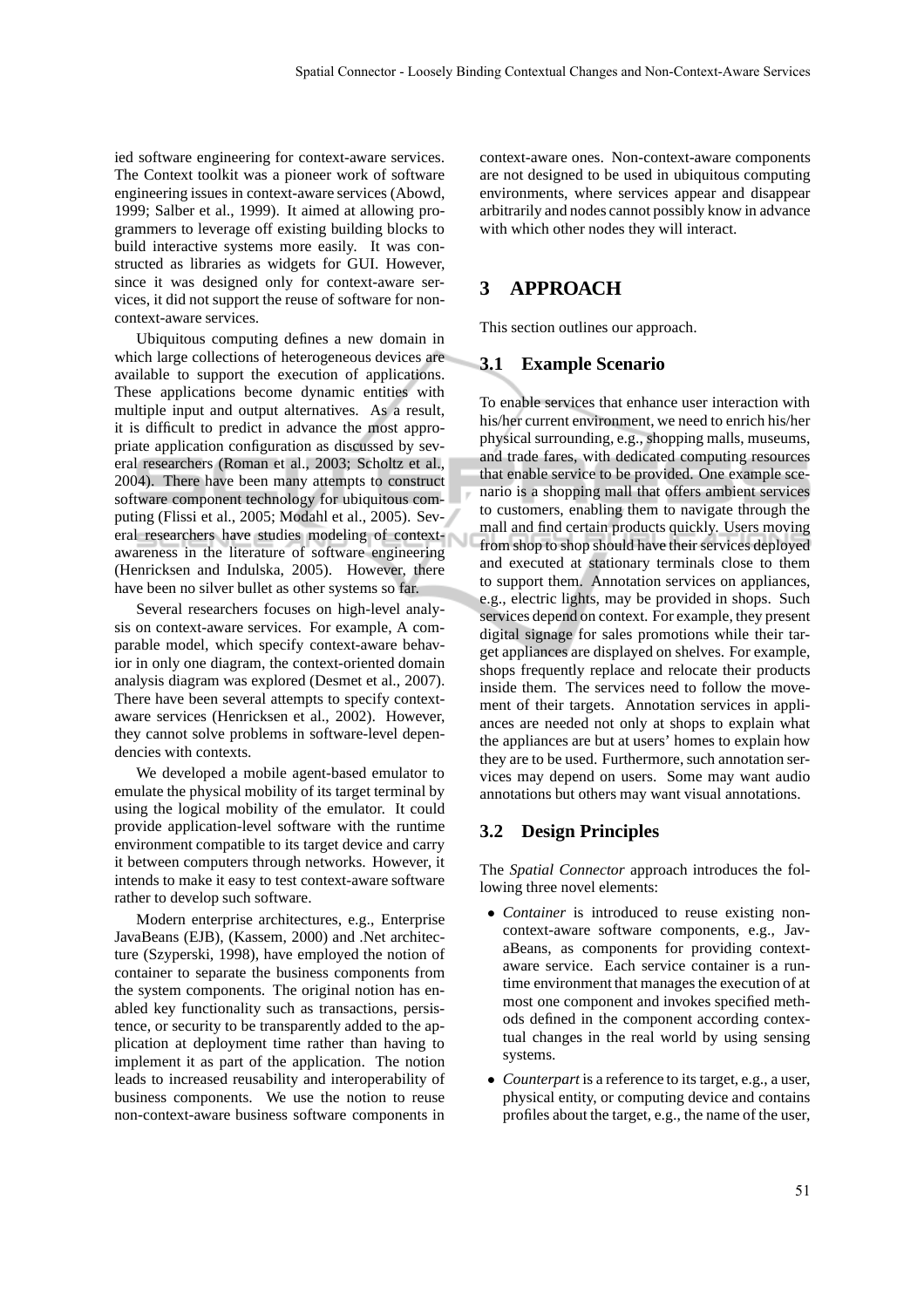ied software engineering for context-aware services. The Context toolkit was a pioneer work of software engineering issues in context-aware services (Abowd, 1999; Salber et al., 1999). It aimed at allowing programmers to leverage off existing building blocks to build interactive systems more easily. It was constructed as libraries as widgets for GUI. However, since it was designed only for context-aware services, it did not support the reuse of software for non-context-aware services.

Ubiquitous computing defines a new domain in which large collections of heterogeneous devices are available to support the execution of applications. These applications become dynamic entities with multiple input and output alternatives. As a result, it is difficult to predict in advance the most appropriate application configuration as discussed by several researchers (Roman et al., 2003; Scholtz et al., 2004). There have been many attempts to construct software component technology for ubiquitous computing (Flissi et al., 2005; Modahl et al., 2005). Several researchers have studies modeling of context-awareness in the literature of software engineering (Henricksen and Indulska, 2005). However, there have been no silver bullet as other systems so far.

Several researchers focuses on high-level analysis on context-aware services. For example, A comparable model, which specify context-aware behavior in only one diagram, the context-oriented domain analysis diagram was explored (Desmet et al., 2007). There have been several attempts to specify context-aware services (Henricksen et al., 2002). However, they cannot solve problems in software-level dependencies with contexts.

We developed a mobile agent-based emulator to emulate the physical mobility of its target terminal by using the logical mobility of the emulator. It could provide application-level software with the runtime environment compatible to its target device and carry it between computers through networks. However, it intends to make it easy to test context-aware software rather to develop such software.

Modern enterprise architectures, e.g., Enterprise JavaBeans (EJB), (Kassem, 2000) and .Net architecture (Szyperski, 1998), have employed the notion of container to separate the business components from the system components. The original notion has enabled key functionality such as transactions, persistence, or security to be transparently added to the application at deployment time rather than having to implement it as part of the application. The notion leads to increased reusability and interoperability of business components. We use the notion to reuse non-context-aware business software components in context-aware ones. Non-context-aware components are not designed to be used in ubiquitous computing environments, where services appear and disappear arbitrarily and nodes cannot possibly know in advance with which other nodes they will interact.

# 3 APPROACH

This section outlines our approach.

## 3.1 Example Scenario

To enable services that enhance user interaction with his/her current environment, we need to enrich his/her physical surrounding, e.g., shopping malls, museums, and trade fares, with dedicated computing resources that enable service to be provided. One example scenario is a shopping mall that offers ambient services to customers, enabling them to navigate through the mall and find certain products quickly. Users moving from shop to shop should have their services deployed and executed at stationary terminals close to them to support them. Annotation services on appliances, e.g., electric lights, may be provided in shops. Such services depend on context. For example, they present digital signage for sales promotions while their target appliances are displayed on shelves. For example, shops frequently replace and relocate their products inside them. The services need to follow the movement of their targets. Annotation services in appliances are needed not only at shops to explain what the appliances are but at users' homes to explain how they are to be used. Furthermore, such annotation services may depend on users. Some may want audio annotations but others may want visual annotations.

## 3.2 Design Principles

The *Spatial Connector* approach introduces the following three novel elements:

- *Container* is introduced to reuse existing non-context-aware software components, e.g., JavaBeans, as components for providing context-aware service. Each service container is a runtime environment that manages the execution of at most one component and invokes specified methods defined in the component according contextual changes in the real world by using sensing systems.
- *Counterpart* is a reference to its target, e.g., a user, physical entity, or computing device and contains profiles about the target, e.g., the name of the user,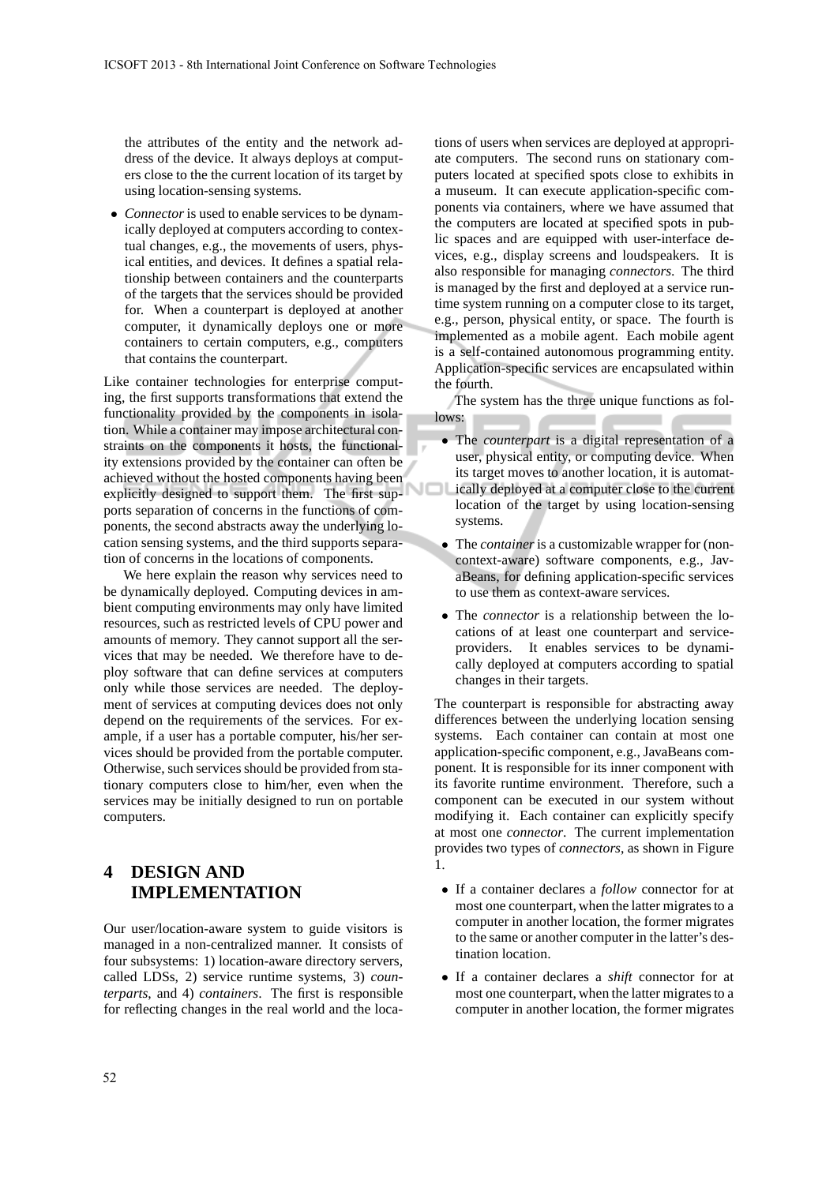the attributes of the entity and the network address of the device. It always deploys at computers close to the the current location of its target by using location-sensing systems.

- *Connector* is used to enable services to be dynamically deployed at computers according to contextual changes, e.g., the movements of users, physical entities, and devices. It defines a spatial relationship between containers and the counterparts of the targets that the services should be provided for. When a counterpart is deployed at another computer, it dynamically deploys one or more containers to certain computers, e.g., computers that contains the counterpart.

Like container technologies for enterprise computing, the first supports transformations that extend the functionality provided by the components in isolation. While a container may impose architectural constraints on the components it hosts, the functionality extensions provided by the container can often be achieved without the hosted components having been explicitly designed to support them. The first supports separation of concerns in the functions of components, the second abstracts away the underlying location sensing systems, and the third supports separation of concerns in the locations of components.

We here explain the reason why services need to be dynamically deployed. Computing devices in ambient computing environments may only have limited resources, such as restricted levels of CPU power and amounts of memory. They cannot support all the services that may be needed. We therefore have to deploy software that can define services at computers only while those services are needed. The deployment of services at computing devices does not only depend on the requirements of the services. For example, if a user has a portable computer, his/her services should be provided from the portable computer. Otherwise, such services should be provided from stationary computers close to him/her, even when the services may be initially designed to run on portable computers.

## 4 DESIGN AND IMPLEMENTATION

Our user/location-aware system to guide visitors is managed in a non-centralized manner. It consists of four subsystems: 1) location-aware directory servers, called LDSs, 2) service runtime systems, 3) *counterparts*, and 4) *containers*. The first is responsible for reflecting changes in the real world and the locations of users when services are deployed at appropriate computers. The second runs on stationary computers located at specified spots close to exhibits in a museum. It can execute application-specific components via containers, where we have assumed that the computers are located at specified spots in public spaces and are equipped with user-interface devices, e.g., display screens and loudspeakers. It is also responsible for managing *connectors*. The third is managed by the first and deployed at a service runtime system running on a computer close to its target, e.g., person, physical entity, or space. The fourth is implemented as a mobile agent. Each mobile agent is a self-contained autonomous programming entity. Application-specific services are encapsulated within the fourth.

The system has the three unique functions as follows:

- The *counterpart* is a digital representation of a user, physical entity, or computing device. When its target moves to another location, it is automatically deployed at a computer close to the current location of the target by using location-sensing systems.
- The *container* is a customizable wrapper for (non-context-aware) software components, e.g., JavaBeans, for defining application-specific services to use them as context-aware services.
- The *connector* is a relationship between the locations of at least one counterpart and service-providers. It enables services to be dynamically deployed at computers according to spatial changes in their targets.

The counterpart is responsible for abstracting away differences between the underlying location sensing systems. Each container can contain at most one application-specific component, e.g., JavaBeans component. It is responsible for its inner component with its favorite runtime environment. Therefore, such a component can be executed in our system without modifying it. Each container can explicitly specify at most one *connector*. The current implementation provides two types of *connectors*, as shown in Figure 1.

- If a container declares a *follow* connector for at most one counterpart, when the latter migrates to a computer in another location, the former migrates to the same or another computer in the latter's destination location.
- If a container declares a *shift* connector for at most one counterpart, when the latter migrates to a computer in another location, the former migrates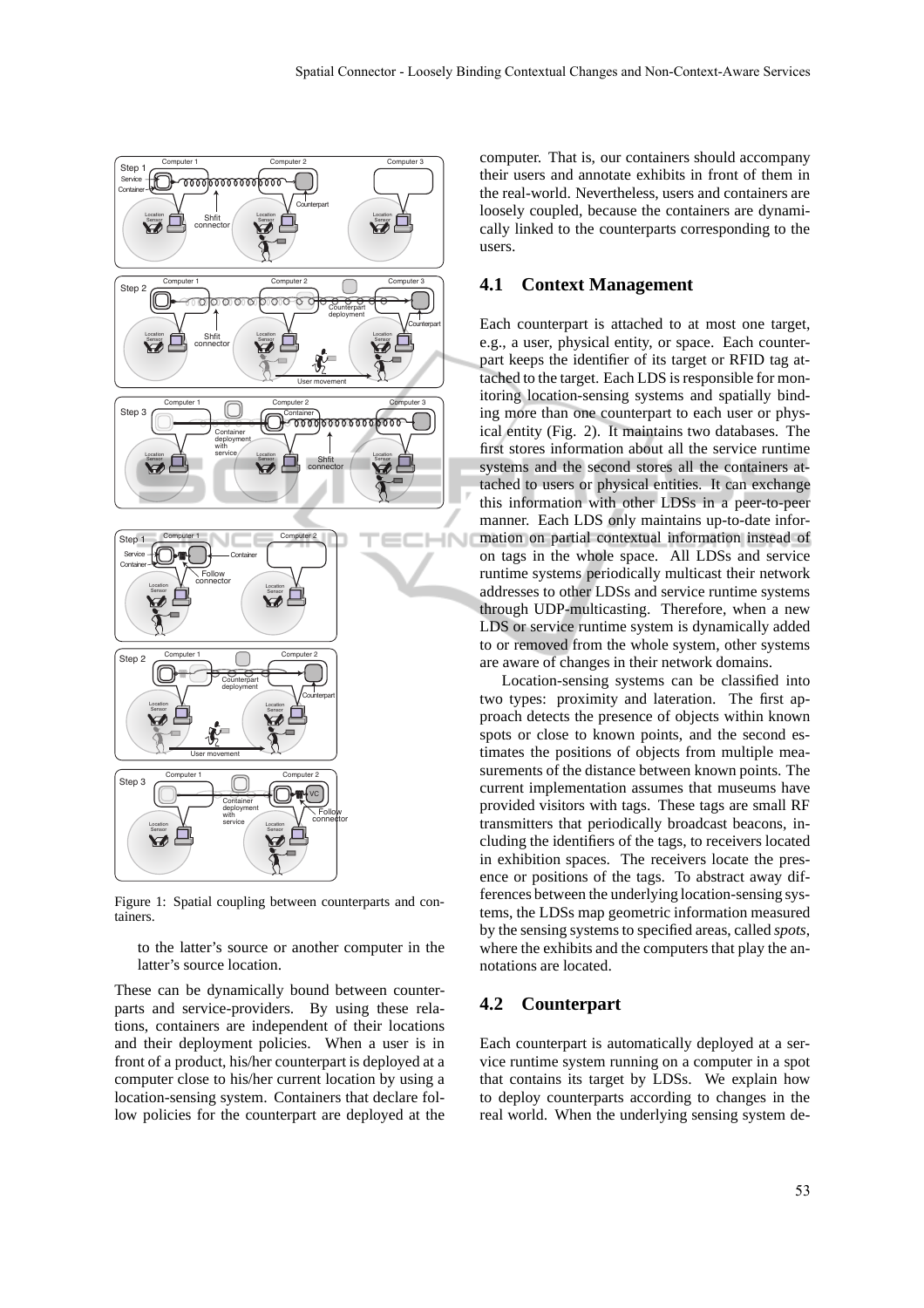Figure 1: Spatial coupling between counterparts and containers.

to the latter's source or another computer in the latter's source location.

These can be dynamically bound between counterparts and service-providers. By using these relations, containers are independent of their locations and their deployment policies. When a user is in front of a product, his/her counterpart is deployed at a computer close to his/her current location by using a location-sensing system. Containers that declare follow policies for the counterpart are deployed at the computer. That is, our containers should accompany their users and annotate exhibits in front of them in the real-world. Nevertheless, users and containers are loosely coupled, because the containers are dynamically linked to the counterparts corresponding to the users.

## 4.1 Context Management

Each counterpart is attached to at most one target, e.g., a user, physical entity, or space. Each counterpart keeps the identifier of its target or RFID tag attached to the target. Each LDS is responsible for monitoring location-sensing systems and spatially binding more than one counterpart to each user or physical entity (Fig. 2). It maintains two databases. The first stores information about all the service runtime systems and the second stores all the containers attached to users or physical entities. It can exchange this information with other LDSs in a peer-to-peer manner. Each LDS only maintains up-to-date information on partial contextual information instead of on tags in the whole space. All LDSs and service runtime systems periodically multicast their network addresses to other LDSs and service runtime systems through UDP-multicasting. Therefore, when a new LDS or service runtime system is dynamically added to or removed from the whole system, other systems are aware of changes in their network domains.

Location-sensing systems can be classified into two types: proximity and lateration. The first approach detects the presence of objects within known spots or close to known points, and the second estimates the positions of objects from multiple measurements of the distance between known points. The current implementation assumes that museums have provided visitors with tags. These tags are small RF transmitters that periodically broadcast beacons, including the identifiers of the tags, to receivers located in exhibition spaces. The receivers locate the presence or positions of the tags. To abstract away differences between the underlying location-sensing systems, the LDSs map geometric information measured by the sensing systems to specified areas, called *spots*, where the exhibits and the computers that play the annotations are located.

## 4.2 Counterpart

Each counterpart is automatically deployed at a service runtime system running on a computer in a spot that contains its target by LDSs. We explain how to deploy counterparts according to changes in the real world. When the underlying sensing system de-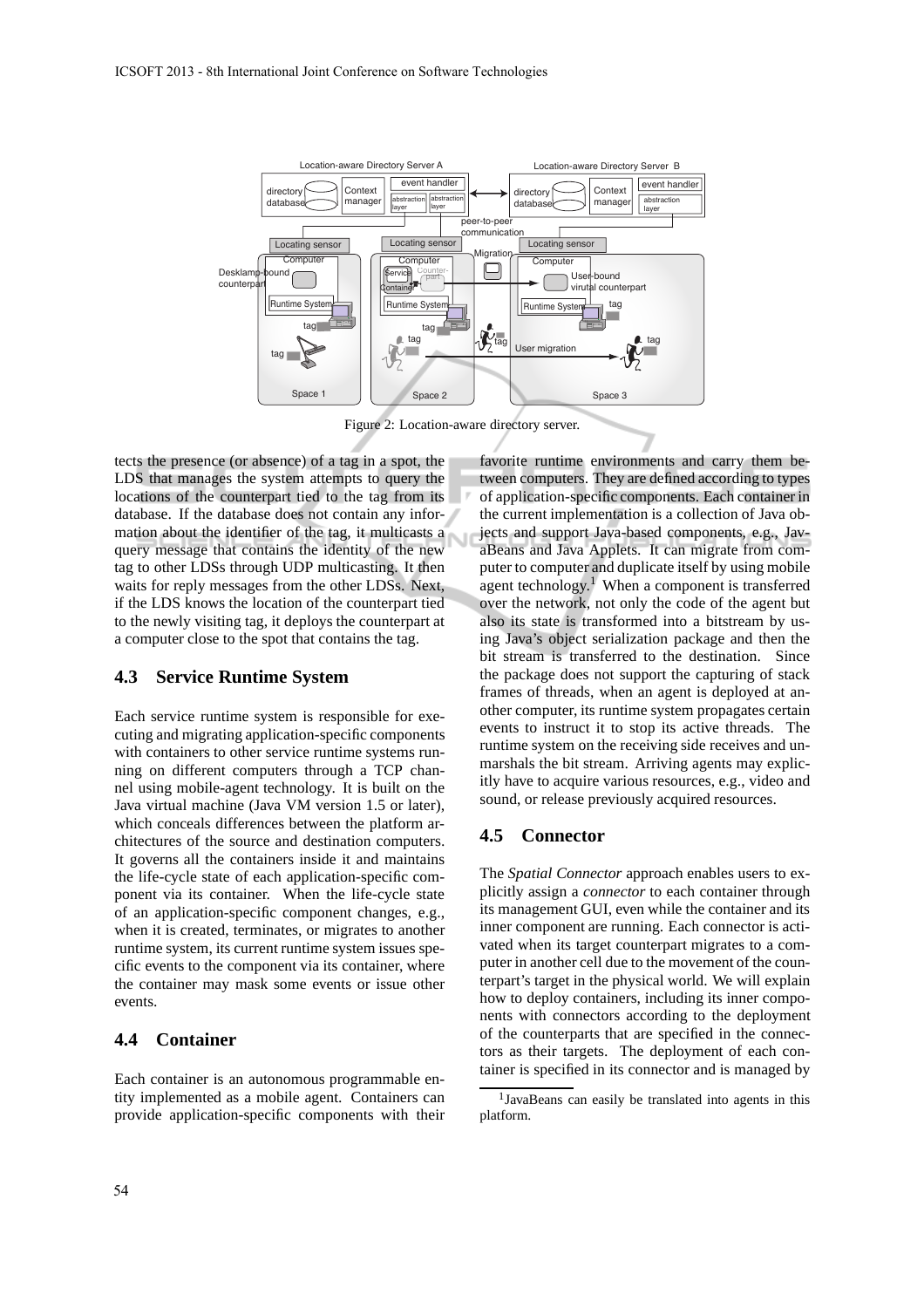Figure 2: Location-aware directory server.

tects the presence (or absence) of a tag in a spot, the LDS that manages the system attempts to query the locations of the counterpart tied to the tag from its database. If the database does not contain any information about the identifier of the tag, it multicasts a query message that contains the identity of the new tag to other LDSs through UDP multicasting. It then waits for reply messages from the other LDSs. Next, if the LDS knows the location of the counterpart tied to the newly visiting tag, it deploys the counterpart at a computer close to the spot that contains the tag.

### 4.3 Service Runtime System

Each service runtime system is responsible for executing and migrating application-specific components with containers to other service runtime systems running on different computers through a TCP channel using mobile-agent technology. It is built on the Java virtual machine (Java VM version 1.5 or later), which conceals differences between the platform architectures of the source and destination computers. It governs all the containers inside it and maintains the life-cycle state of each application-specific component via its container. When the life-cycle state of an application-specific component changes, e.g., when it is created, terminates, or migrates to another runtime system, its current runtime system issues specific events to the component via its container, where the container may mask some events or issue other events.

### 4.4 Container

Each container is an autonomous programmable entity implemented as a mobile agent. Containers can provide application-specific components with their favorite runtime environments and carry them between computers. They are defined according to types of application-specific components. Each container in the current implementation is a collection of Java objects and support Java-based components, e.g., JavaBeans and Java Applets. It can migrate from computer to computer and duplicate itself by using mobile agent technology.[1] When a component is transferred over the network, not only the code of the agent but also its state is transformed into a bitstream by using Java's object serialization package and then the bit stream is transferred to the destination. Since the package does not support the capturing of stack frames of threads, when an agent is deployed at another computer, its runtime system propagates certain events to instruct it to stop its active threads. The runtime system on the receiving side receives and unmarshals the bit stream. Arriving agents may explicitly have to acquire various resources, e.g., video and sound, or release previously acquired resources.

### 4.5 Connector

The *Spatial Connector* approach enables users to explicitly assign a *connector* to each container through its management GUI, even while the container and its inner component are running. Each connector is activated when its target counterpart migrates to a computer in another cell due to the movement of the counterpart's target in the physical world. We will explain how to deploy containers, including its inner components with connectors according to the deployment of the counterparts that are specified in the connectors as their targets. The deployment of each container is specified in its connector and is managed by

[1] JavaBeans can easily be translated into agents in this platform.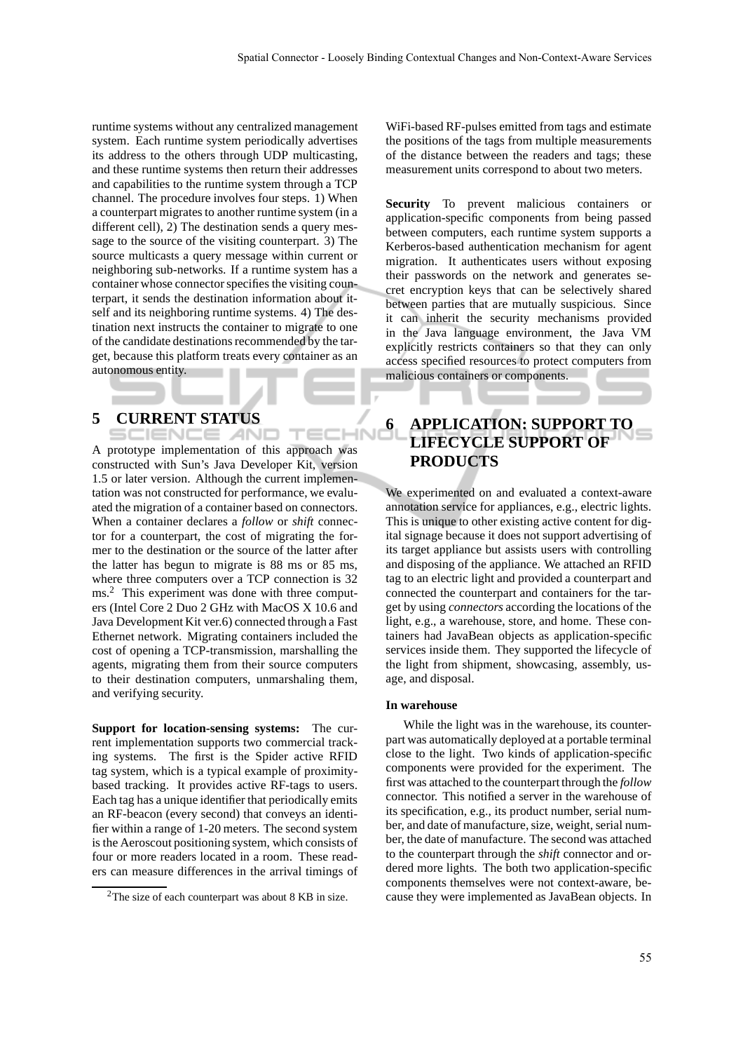runtime systems without any centralized management system. Each runtime system periodically advertises its address to the others through UDP multicasting, and these runtime systems then return their addresses and capabilities to the runtime system through a TCP channel. The procedure involves four steps. 1) When a counterpart migrates to another runtime system (in a different cell), 2) The destination sends a query message to the source of the visiting counterpart. 3) The source multicasts a query message within current or neighboring sub-networks. If a runtime system has a container whose connector specifies the visiting counterpart, it sends the destination information about itself and its neighboring runtime systems. 4) The destination next instructs the container to migrate to one of the candidate destinations recommended by the target, because this platform treats every container as an autonomous entity.

## 5 CURRENT STATUS

A prototype implementation of this approach was constructed with Sun's Java Developer Kit, version 1.5 or later version. Although the current implementation was not constructed for performance, we evaluated the migration of a container based on connectors. When a container declares a *follow* or *shift* connector for a counterpart, the cost of migrating the former to the destination or the source of the latter after the latter has begun to migrate is 88 ms or 85 ms, where three computers over a TCP connection is 32 ms.[2] This experiment was done with three computers (Intel Core 2 Duo 2 GHz with MacOS X 10.6 and Java Development Kit ver.6) connected through a Fast Ethernet network. Migrating containers included the cost of opening a TCP-transmission, marshalling the agents, migrating them from their source computers to their destination computers, unmarshaling them, and verifying security.

**Support for location-sensing systems:** The current implementation supports two commercial tracking systems. The first is the Spider active RFID tag system, which is a typical example of proximity-based tracking. It provides active RF-tags to users. Each tag has a unique identifier that periodically emits an RF-beacon (every second) that conveys an identifier within a range of 1-20 meters. The second system is the Aeroscout positioning system, which consists of four or more readers located in a room. These readers can measure differences in the arrival timings of WiFi-based RF-pulses emitted from tags and estimate the positions of the tags from multiple measurements of the distance between the readers and tags; these measurement units correspond to about two meters.

[2] The size of each counterpart was about 8 KB in size.

**Security** To prevent malicious containers or application-specific components from being passed between computers, each runtime system supports a Kerberos-based authentication mechanism for agent migration. It authenticates users without exposing their passwords on the network and generates secret encryption keys that can be selectively shared between parties that are mutually suspicious. Since it can inherit the security mechanisms provided in the Java language environment, the Java VM explicitly restricts containers so that they can only access specified resources to protect computers from malicious containers or components.

## 6 APPLICATION: SUPPORT TO LIFECYCLE SUPPORT OF PRODUCTS

We experimented on and evaluated a context-aware annotation service for appliances, e.g., electric lights. This is unique to other existing active content for digital signage because it does not support advertising of its target appliance but assists users with controlling and disposing of the appliance. We attached an RFID tag to an electric light and provided a counterpart and connected the counterpart and containers for the target by using *connectors* according the locations of the light, e.g., a warehouse, store, and home. These containers had JavaBean objects as application-specific services inside them. They supported the lifecycle of the light from shipment, showcasing, assembly, usage, and disposal.

**In warehouse**

While the light was in the warehouse, its counterpart was automatically deployed at a portable terminal close to the light. Two kinds of application-specific components were provided for the experiment. The first was attached to the counterpart through the *follow* connector. This notified a server in the warehouse of its specification, e.g., its product number, serial number, and date of manufacture, size, weight, serial number, the date of manufacture. The second was attached to the counterpart through the *shift* connector and ordered more lights. The both two application-specific components themselves were not context-aware, because they were implemented as JavaBean objects. In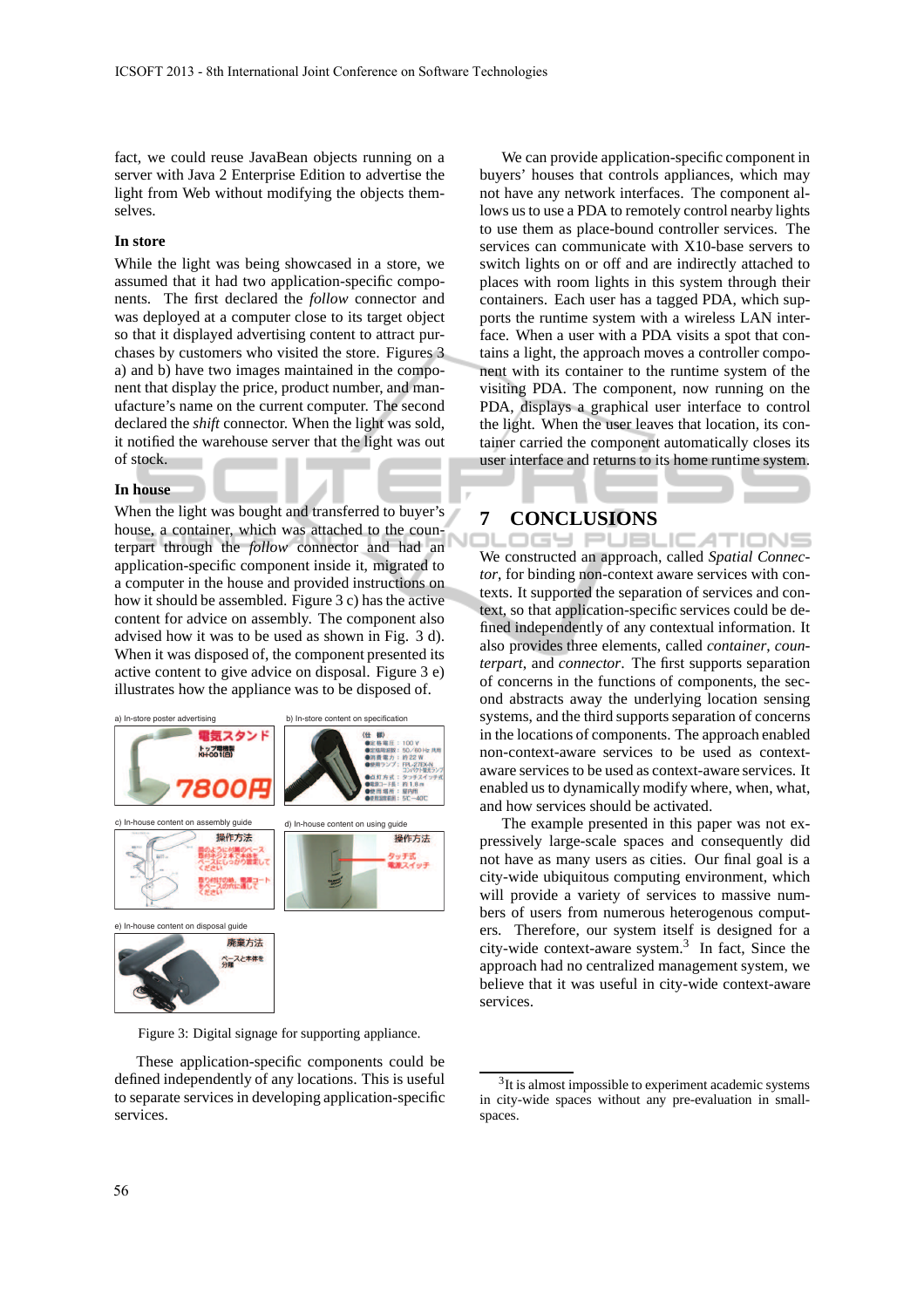fact, we could reuse JavaBean objects running on a server with Java 2 Enterprise Edition to advertise the light from Web without modifying the objects themselves.

**In store**

While the light was being showcased in a store, we assumed that it had two application-specific components. The first declared the *follow* connector and was deployed at a computer close to its target object so that it displayed advertising content to attract purchases by customers who visited the store. Figures 3 a) and b) have two images maintained in the component that display the price, product number, and manufacture's name on the current computer. The second declared the *shift* connector. When the light was sold, it notified the warehouse server that the light was out of stock.

**In house**

When the light was bought and transferred to buyer's house, a container, which was attached to the counterpart through the *follow* connector and had an application-specific component inside it, migrated to a computer in the house and provided instructions on how it should be assembled. Figure 3 c) has the active content for advice on assembly. The component also advised how it was to be used as shown in Fig. 3 d). When it was disposed of, the component presented its active content to give advice on disposal. Figure 3 e) illustrates how the appliance was to be disposed of.

Figure 3: Digital signage for supporting appliance.

These application-specific components could be defined independently of any locations. This is useful to separate services in developing application-specific services.

We can provide application-specific component in buyers' houses that controls appliances, which may not have any network interfaces. The component allows us to use a PDA to remotely control nearby lights to use them as place-bound controller services. The services can communicate with X10-base servers to switch lights on or off and are indirectly attached to places with room lights in this system through their containers. Each user has a tagged PDA, which supports the runtime system with a wireless LAN interface. When a user with a PDA visits a spot that contains a light, the approach moves a controller component with its container to the runtime system of the visiting PDA. The component, now running on the PDA, displays a graphical user interface to control the light. When the user leaves that location, its container carried the component automatically closes its user interface and returns to its home runtime system.

## 7 CONCLUSIONS

We constructed an approach, called *Spatial Connector*, for binding non-context aware services with contexts. It supported the separation of services and context, so that application-specific services could be defined independently of any contextual information. It also provides three elements, called *container*, *counterpart*, and *connector*. The first supports separation of concerns in the functions of components, the second abstracts away the underlying location sensing systems, and the third supports separation of concerns in the locations of components. The approach enabled non-context-aware services to be used as context-aware services to be used as context-aware services. It enabled us to dynamically modify where, when, what, and how services should be activated.

The example presented in this paper was not expressively large-scale spaces and consequently did not have as many users as cities. Our final goal is a city-wide ubiquitous computing environment, which will provide a variety of services to massive numbers of users from numerous heterogeneous computers. Therefore, our system itself is designed for a city-wide context-aware system.[3] In fact, Since the approach had no centralized management system, we believe that it was useful in city-wide context-aware services.

[3]It is almost impossible to experiment academic systems in city-wide spaces without any pre-evaluation in small-spaces.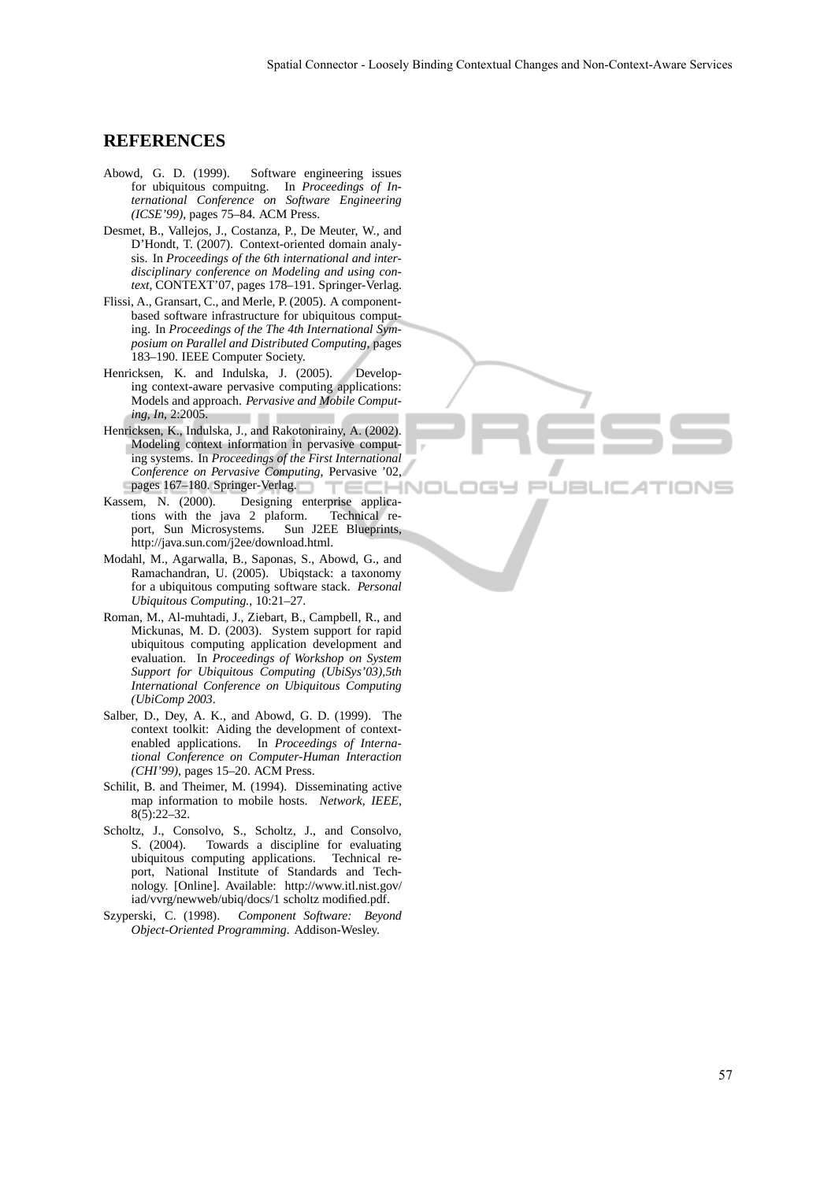## REFERENCES

Abowd, G. D. (1999). Software engineering issues for ubiquitous compuitng. In *Proceedings of International Conference on Software Engineering (ICSE'99)*, pages 75–84. ACM Press.

Desmet, B., Vallejos, J., Costanza, P., De Meuter, W., and D'Hondt, T. (2007). Context-oriented domain analysis. In *Proceedings of the 6th international and interdisciplinary conference on Modeling and using context*, CONTEXT'07, pages 178–191. Springer-Verlag.

Flissi, A., Gransart, C., and Merle, P. (2005). A component-based software infrastructure for ubiquitous computing. In *Proceedings of the The 4th International Symposium on Parallel and Distributed Computing*, pages 183–190. IEEE Computer Society.

Henricksen, K. and Indulska, J. (2005). Developing context-aware pervasive computing applications: Models and approach. *Pervasive and Mobile Computing, In*, 2:2005.

Henricksen, K., Indulska, J., and Rakotonirainy, A. (2002). Modeling context information in pervasive computing systems. In *Proceedings of the First International Conference on Pervasive Computing*, Pervasive '02, pages 167–180. Springer-Verlag.

Kassem, N. (2000). Designing enterprise applications with the java 2 plaform. Technical report, Sun Microsystems. Sun J2EE Blueprints, http://java.sun.com/j2ee/download.html.

Modahl, M., Agarwalla, B., Saponas, S., Abowd, G., and Ramachandran, U. (2005). Ubiqstack: a taxonomy for a ubiquitous computing software stack. *Personal Ubiquitous Computing.*, 10:21–27.

Roman, M., Al-muhtadi, J., Ziebart, B., Campbell, R., and Mickunas, M. D. (2003). System support for rapid ubiquitous computing application development and evaluation. In *Proceedings of Workshop on System Support for Ubiquitous Computing (UbiSys'03),5th International Conference on Ubiquitous Computing (UbiComp 2003*.

Salber, D., Dey, A. K., and Abowd, G. D. (1999). The context toolkit: Aiding the development of context-enabled applications. In *Proceedings of International Conference on Computer-Human Interaction (CHI'99)*, pages 15–20. ACM Press.

Schilit, B. and Theimer, M. (1994). Disseminating active map information to mobile hosts. *Network, IEEE*, 8(5):22–32.

Scholtz, J., Consolvo, S., Scholtz, J., and Consolvo, S. (2004). Towards a discipline for evaluating ubiquitous computing applications. Technical report, National Institute of Standards and Technology. [Online]. Available: http://www.itl.nist.gov/iad/vvrg/newweb/ubiq/docs/1 scholtz modified.pdf.

Szyperski, C. (1998). *Component Software: Beyond Object-Oriented Programming*. Addison-Wesley.